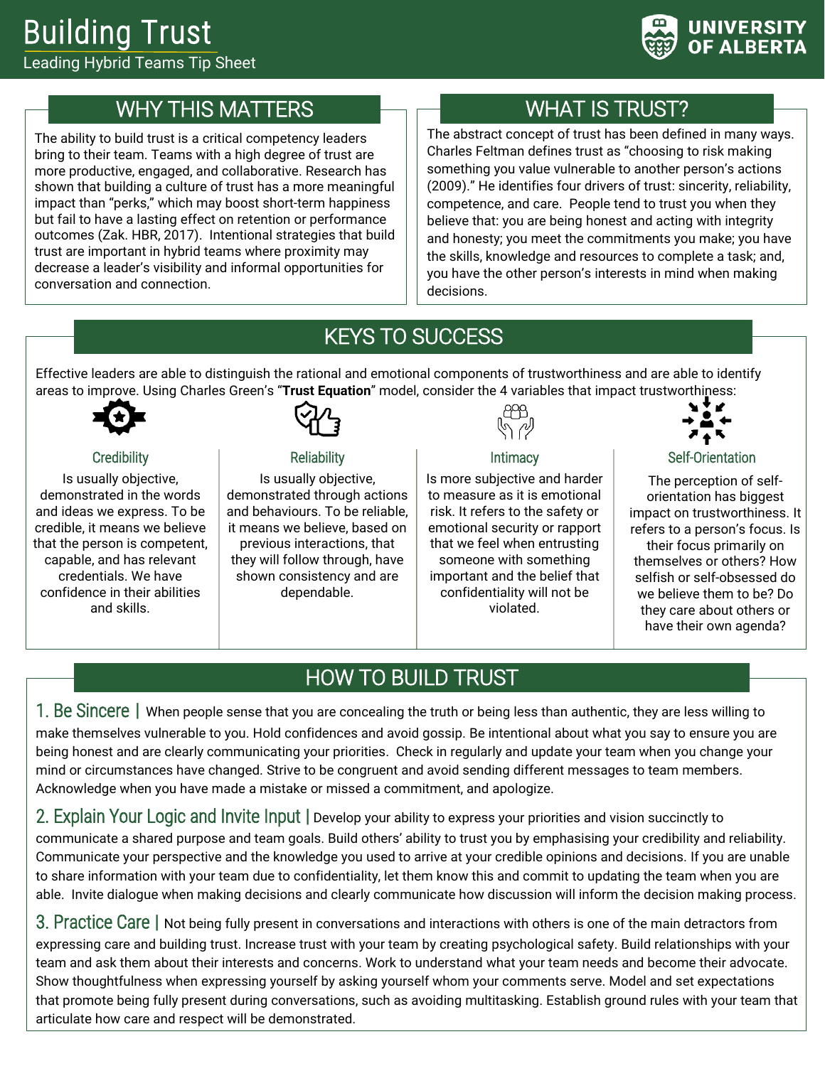# Building Trust

Leading Hybrid Teams Tip Sheet

## WHY THIS MATTERS

The ability to build trust is a critical competency leaders bring to their team. Teams with a high degree of trust are more productive, engaged, and collaborative. Research has shown that building a culture of trust has a more meaningful impact than "perks," which may boost short-term happiness but fail to have a lasting effect on retention or performance outcomes (Zak. HBR, 2017). Intentional strategies that build trust are important in hybrid teams where proximity may decrease a leader's visibility and informal opportunities for conversation and connection.

## WHAT IS TRUST?

The abstract concept of trust has been defined in many ways. Charles Feltman defines trust as "choosing to risk making something you value vulnerable to another person's actions (2009)." He identifies four drivers of trust: sincerity, reliability, competence, and care. People tend to trust you when they believe that: you are being honest and acting with integrity and honesty; you meet the commitments you make; you have the skills, knowledge and resources to complete a task; and, you have the other person's interests in mind when making decisions.

## KEYS TO SUCCESS

Effective leaders are able to distinguish the rational and emotional components of trustworthiness and are able to identify areas to improve. Using Charles Green's "**Trust Equation**" model, consider the 4 variables that impact trustworthiness:

### Credibility

Is usually objective, demonstrated in the words and ideas we express. To be credible, it means we believe that the person is competent, capable, and has relevant credentials. We have confidence in their abilities and skills.

### Reliability

Is usually objective, demonstrated through actions and behaviours. To be reliable, it means we believe, based on previous interactions, that they will follow through, have shown consistency and are dependable.

### Intimacy

Is more subjective and harder to measure as it is emotional risk. It refers to the safety or emotional security or rapport that we feel when entrusting someone with something important and the belief that confidentiality will not be violated.

### Self-Orientation

The perception of self-orientation has biggest impact on trustworthiness. It refers to a person's focus. Is their focus primarily on themselves or others? How selfish or self-obsessed do we believe them to be? Do they care about others or have their own agenda?

## HOW TO BUILD TRUST

**1. Be Sincere |** When people sense that you are concealing the truth or being less than authentic, they are less willing to make themselves vulnerable to you. Hold confidences and avoid gossip. Be intentional about what you say to ensure you are being honest and are clearly communicating your priorities. Check in regularly and update your team when you change your mind or circumstances have changed. Strive to be congruent and avoid sending different messages to team members. Acknowledge when you have made a mistake or missed a commitment, and apologize.

**2. Explain Your Logic and Invite Input |** Develop your ability to express your priorities and vision succinctly to communicate a shared purpose and team goals. Build others' ability to trust you by emphasising your credibility and reliability. Communicate your perspective and the knowledge you used to arrive at your credible opinions and decisions. If you are unable to share information with your team due to confidentiality, let them know this and commit to updating the team when you are able. Invite dialogue when making decisions and clearly communicate how discussion will inform the decision making process.

**3. Practice Care |** Not being fully present in conversations and interactions with others is one of the main detractors from expressing care and building trust. Increase trust with your team by creating psychological safety. Build relationships with your team and ask them about their interests and concerns. Work to understand what your team needs and become their advocate. Show thoughtfulness when expressing yourself by asking yourself whom your comments serve. Model and set expectations that promote being fully present during conversations, such as avoiding multitasking. Establish ground rules with your team that articulate how care and respect will be demonstrated.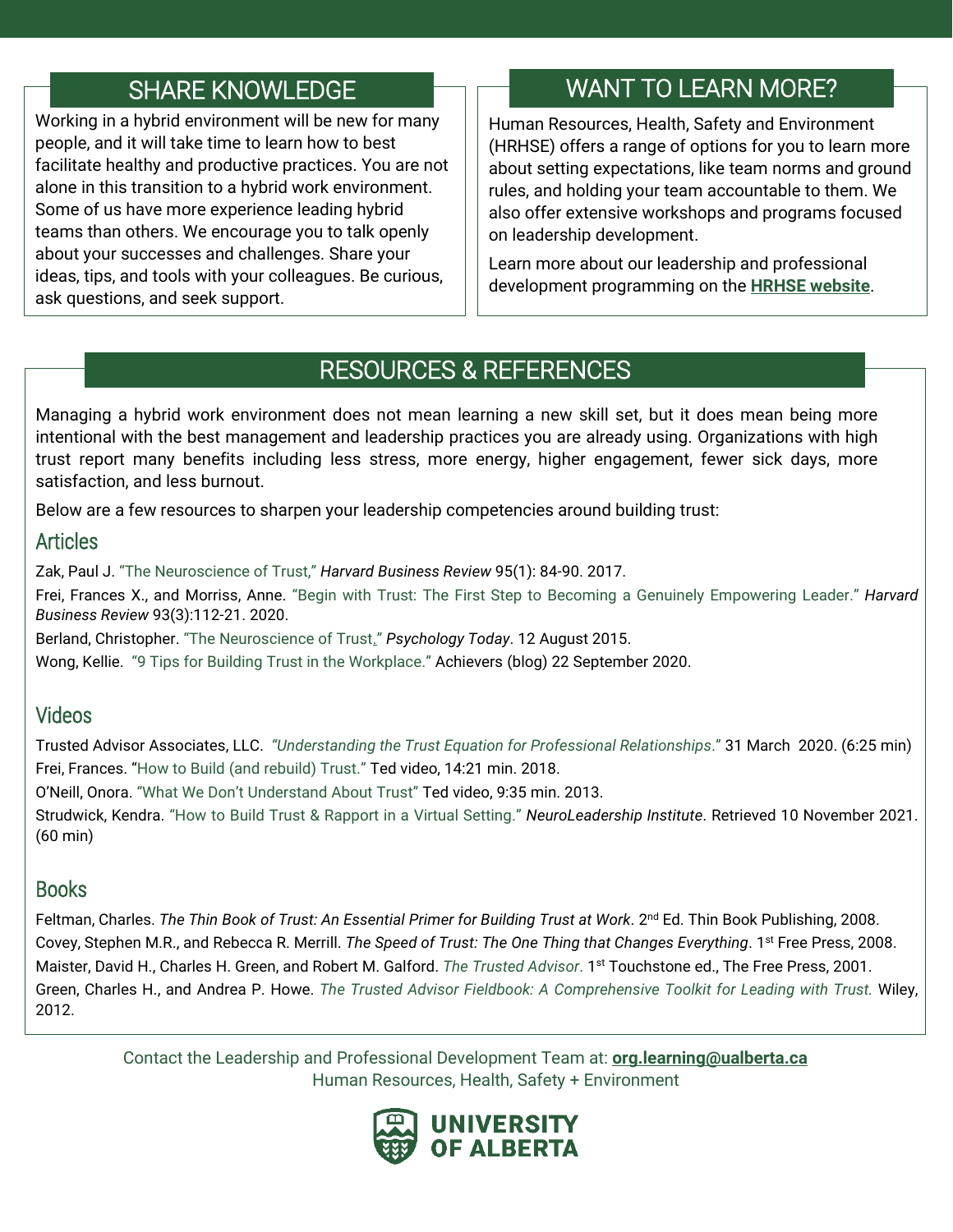## SHARE KNOWLEDGE

Working in a hybrid environment will be new for many people, and it will take time to learn how to best facilitate healthy and productive practices. You are not alone in this transition to a hybrid work environment. Some of us have more experience leading hybrid teams than others. We encourage you to talk openly about your successes and challenges. Share your ideas, tips, and tools with your colleagues. Be curious, ask questions, and seek support.

## WANT TO LEARN MORE?

Human Resources, Health, Safety and Environment (HRHSE) offers a range of options for you to learn more about setting expectations, like team norms and ground rules, and holding your team accountable to them. We also offer extensive workshops and programs focused on leadership development.

Learn more about our leadership and professional development programming on the **HRHSE website**.

## RESOURCES & REFERENCES

Managing a hybrid work environment does not mean learning a new skill set, but it does mean being more intentional with the best management and leadership practices you are already using. Organizations with high trust report many benefits including less stress, more energy, higher engagement, fewer sick days, more satisfaction, and less burnout.

Below are a few resources to sharpen your leadership competencies around building trust:

### Articles

Zak, Paul J. "The Neuroscience of Trust," *Harvard Business Review* 95(1): 84-90. 2017.

Frei, Frances X., and Morriss, Anne. "Begin with Trust: The First Step to Becoming a Genuinely Empowering Leader." *Harvard Business Review* 93(3):112-21. 2020.

Berland, Christopher. "The Neuroscience of Trust." *Psychology Today*. 12 August 2015.

Wong, Kellie. "9 Tips for Building Trust in the Workplace." Achievers (blog) 22 September 2020.

### Videos

Trusted Advisor Associates, LLC. *"Understanding the Trust Equation for Professional Relationships*." 31 March 2020. (6:25 min)

Frei, Frances. "How to Build (and rebuild) Trust." Ted video, 14:21 min. 2018.

O'Neill, Onora. "What We Don't Understand About Trust" Ted video, 9:35 min. 2013.

Strudwick, Kendra. "How to Build Trust & Rapport in a Virtual Setting." *NeuroLeadership Institute*. Retrieved 10 November 2021. (60 min)

### Books

Feltman, Charles. *The Thin Book of Trust: An Essential Primer for Building Trust at Work*. 2nd Ed. Thin Book Publishing, 2008.

Covey, Stephen M.R., and Rebecca R. Merrill. *The Speed of Trust: The One Thing that Changes Everything*. 1st Free Press, 2008.

Maister, David H., Charles H. Green, and Robert M. Galford. *The Trusted Advisor*. 1st Touchstone ed., The Free Press, 2001.

Green, Charles H., and Andrea P. Howe. *The Trusted Advisor Fieldbook: A Comprehensive Toolkit for Leading with Trust.* Wiley, 2012.

Contact the Leadership and Professional Development Team at: **org.learning@ualberta.ca**
Human Resources, Health, Safety + Environment

UNIVERSITY OF ALBERTA